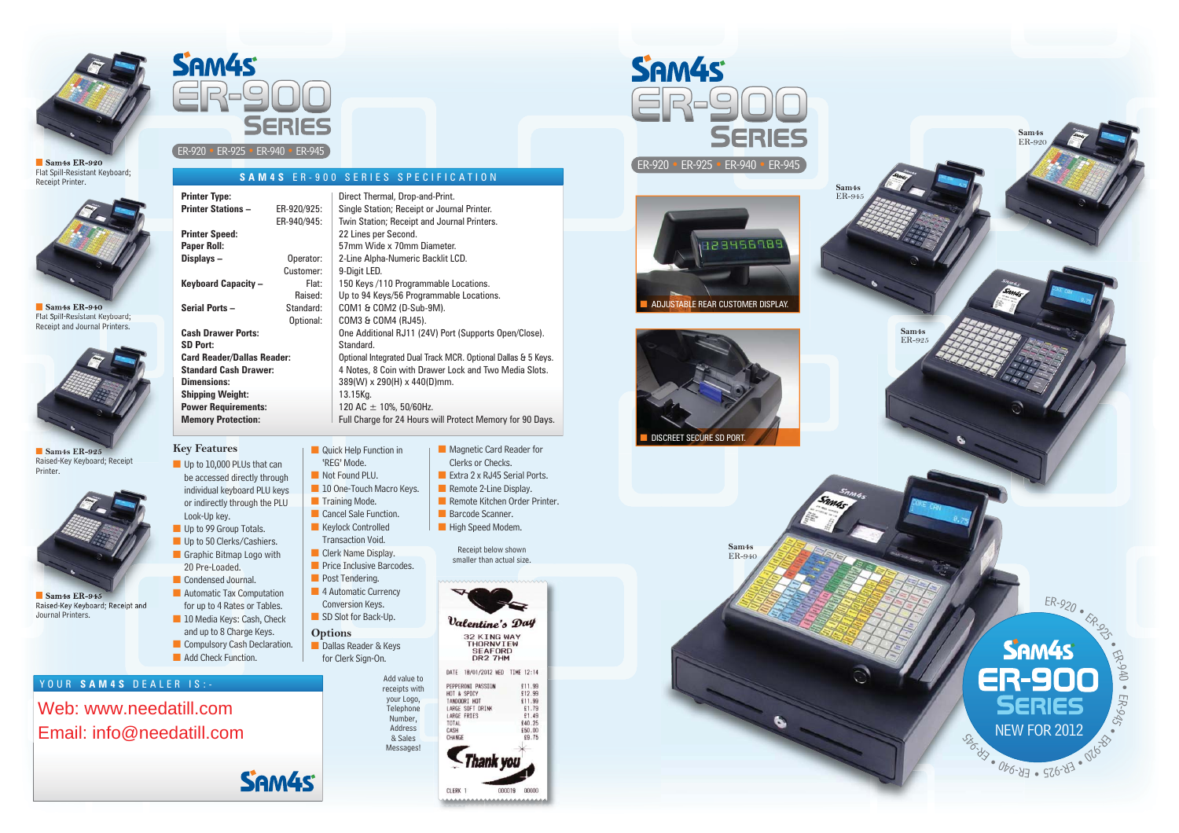# SAM4S ER-900 SERIES

ER-920 • ER-925 • ER-940 • ER-945

**Sam4s ER-920**
Flat Spill-Resistant Keyboard; Receipt Printer.

**Sam4s ER-940**
Flat Spill-Resistant Keyboard; Receipt and Journal Printers.

**Sam4s ER-925**
Raised-Key Keyboard; Receipt Printer.

**Sam4s ER-945**
Raised-Key Keyboard; Receipt and Journal Printers.

## SAM4S ER-900 SERIES SPECIFICATION

| | | |
|---|---|---|
| **Printer Type:** | | Direct Thermal, Drop-and-Print. |
| **Printer Stations –** | ER-920/925: | Single Station; Receipt or Journal Printer. |
| | ER-940/945: | Twin Station; Receipt and Journal Printers. |
| **Printer Speed:** | | 22 Lines per Second. |
| **Paper Roll:** | | 57mm Wide x 70mm Diameter. |
| **Displays –** | Operator: | 2-Line Alpha-Numeric Backlit LCD. |
| | Customer: | 9-Digit LED. |
| **Keyboard Capacity –** | Flat: | 150 Keys /110 Programmable Locations. |
| | Raised: | Up to 94 Keys/56 Programmable Locations. |
| **Serial Ports –** | Standard: | COM1 & COM2 (D-Sub-9M). |
| | Optional: | COM3 & COM4 (RJ45). |
| **Cash Drawer Ports:** | | One Additional RJ11 (24V) Port (Supports Open/Close). |
| **SD Port:** | | Standard. |
| **Card Reader/Dallas Reader:** | | Optional Integrated Dual Track MCR. Optional Dallas & 5 Keys. |
| **Standard Cash Drawer:** | | 4 Notes, 8 Coin with Drawer Lock and Two Media Slots. |
| **Dimensions:** | | 389(W) x 290(H) x 440(D)mm. |
| **Shipping Weight:** | | 13.15Kg. |
| **Power Requirements:** | | 120 AC ± 10%, 50/60Hz. |
| **Memory Protection:** | | Full Charge for 24 Hours will Protect Memory for 90 Days. |

## Key Features

- Up to 10,000 PLUs that can be accessed directly through individual keyboard PLU keys or indirectly through the PLU Look-Up key.
- Up to 99 Group Totals.
- Up to 50 Clerks/Cashiers.
- Graphic Bitmap Logo with 20 Pre-Loaded.
- Condensed Journal.
- Automatic Tax Computation for up to 4 Rates or Tables.
- 10 Media Keys: Cash, Check and up to 8 Charge Keys.
- Compulsory Cash Declaration.
- Add Check Function.
- Quick Help Function in 'REG' Mode.
- Not Found PLU.
- 10 One-Touch Macro Keys.
- Training Mode.
- Cancel Sale Function.
- Keylock Controlled Transaction Void.
- Clerk Name Display.
- Price Inclusive Barcodes.
- Post Tendering.
- 4 Automatic Currency Conversion Keys.
- SD Slot for Back-Up.

## Options

- Dallas Reader & Keys for Clerk Sign-On.
- Magnetic Card Reader for Clerks or Checks.
- Extra 2 x RJ45 Serial Ports.
- Remote 2-Line Display.
- Remote Kitchen Order Printer.
- Barcode Scanner.
- High Speed Modem.

Receipt below shown smaller than actual size.

Add value to receipts with your Logo, Telephone Number, Address & Sales Messages!

Valentine's Day
32 KING WAY
THORNVIEW
SEAFORD
DR2 7HM

DATE 18/01/2012 WED TIME 12:14

| | |
|---|---|
| PEPPERONI PASSION | £11.99 |
| HOT & SPICY | £12.99 |
| TANDOORI HOT | £11.99 |
| LARGE SOFT DRINK | £1.79 |
| LARGE FRIES | £1.49 |
| TOTAL | £40.25 |
| CASH | £50.00 |
| CHANGE | £9.75 |

Thank you

CLERK 1 000019 00000

YOUR SAM4S DEALER IS:-

Web: www.needatill.com
Email: info@needatill.com

SAM4S

# SAM4S ER-900 SERIES

ER-920 • ER-925 • ER-940 • ER-945

ADJUSTABLE REAR CUSTOMER DISPLAY.

DISCREET SECURE SD PORT.

Sam4s ER-920

Sam4s ER-945

Sam4s ER-925

Sam4s ER-940

SAM4S ER-900 SERIES
NEW FOR 2012
ER-920 • ER-925 • ER-940 • ER-945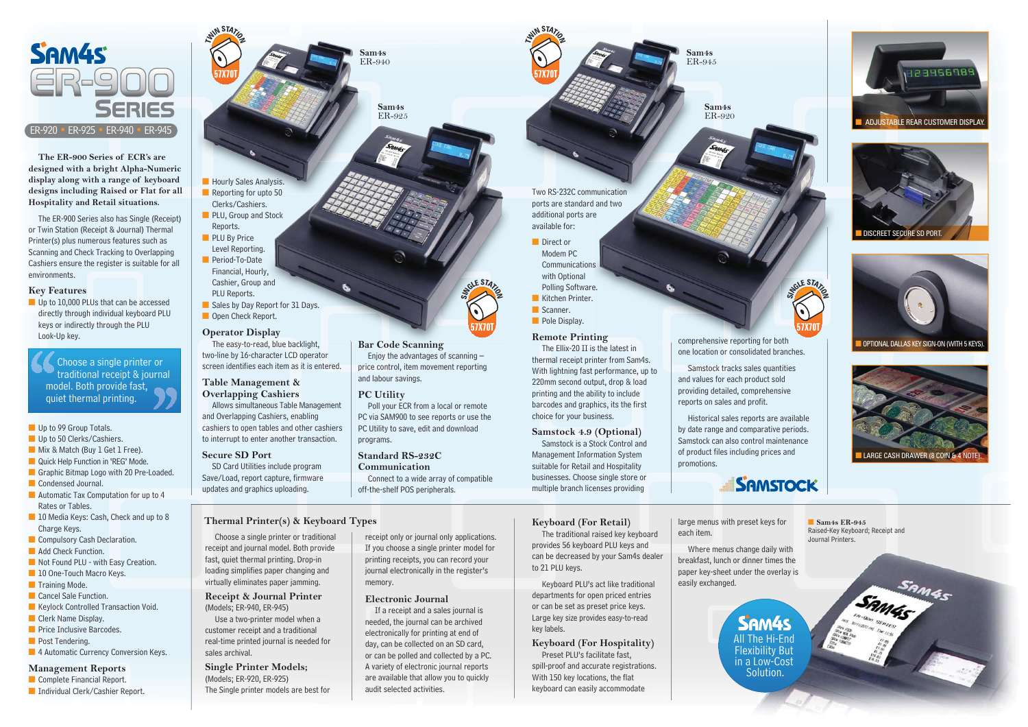# SAM4S ER-900 SERIES

ER-920 • ER-925 • ER-940 • ER-945

**The ER-900 Series of ECR's are designed with a bright Alpha-Numeric display along with a range of keyboard designs including Raised or Flat for all Hospitality and Retail situations.**

The ER-900 Series also has Single (Receipt) or Twin Station (Receipt & Journal) Thermal Printer(s) plus numerous features such as Scanning and Check Tracking to Overlapping Cashiers ensure the register is suitable for all environments.

## Key Features

- Up to 10,000 PLUs that can be accessed directly through individual keyboard PLU keys or indirectly through the PLU Look-Up key.

> Choose a single printer or traditional receipt & journal model. Both provide fast, quiet thermal printing.

- Up to 99 Group Totals.
- Up to 50 Clerks/Cashiers.
- Mix & Match (Buy 1 Get 1 Free).
- Quick Help Function in 'REG' Mode.
- Graphic Bitmap Logo with 20 Pre-Loaded.
- Condensed Journal.
- Automatic Tax Computation for up to 4 Rates or Tables.
- 10 Media Keys: Cash, Check and up to 8 Charge Keys.
- Compulsory Cash Declaration.
- Add Check Function.
- Not Found PLU - with Easy Creation.
- 10 One-Touch Macro Keys.
- Training Mode.
- Cancel Sale Function.
- Keylock Controlled Transaction Void.
- Clerk Name Display.
- Price Inclusive Barcodes.
- Post Tendering.
- 4 Automatic Currency Conversion Keys.

## Management Reports

- Complete Financial Report.
- Individual Clerk/Cashier Report.
- Hourly Sales Analysis.
- Reporting for upto 50 Clerks/Cashiers.
- PLU, Group and Stock Reports.
- PLU By Price Level Reporting.
- Period-To-Date Financial, Hourly, Cashier, Group and PLU Reports.
- Sales by Day Report for 31 Days.
- Open Check Report.

Sam4s ER-940 — TWIN STATION 57X70T

Sam4s ER-925 — SINGLE STATION 57X70T

Sam4s ER-945 — TWIN STATION 57X70T

Sam4s ER-920 — SINGLE STATION 57X70T

## Operator Display

The easy-to-read, blue backlight, two-line by 16-character LCD operator screen identifies each item as it is entered.

## Table Management & Overlapping Cashiers

Allows simultaneous Table Management and Overlapping Cashiers, enabling cashiers to open tables and other cashiers to interrupt to enter another transaction.

## Secure SD Port

SD Card Utilities include program Save/Load, report capture, firmware updates and graphics uploading.

## Bar Code Scanning

Enjoy the advantages of scanning – price control, item movement reporting and labour savings.

## PC Utility

Poll your ECR from a local or remote PC via SAM900 to see reports or use the PC Utility to save, edit and download programs.

## Standard RS-232C Communication

Connect to a wide array of compatible off-the-shelf POS peripherals.

Two RS-232C communication ports are standard and two additional ports are available for:

- Direct or Modem PC Communications with Optional Polling Software.
- Kitchen Printer.
- Scanner.
- Pole Display.

## Remote Printing

The Ellix-20 II is the latest in thermal receipt printer from Sam4s. With lightning fast performance, up to 220mm second output, drop & load printing and the ability to include barcodes and graphics, its the first choice for your business.

## Samstock 4.9 (Optional)

Samstock is a Stock Control and Management Information System suitable for Retail and Hospitality businesses. Choose single store or multiple branch licenses providing comprehensive reporting for both one location or consolidated branches.

Samstock tracks sales quantities and values for each product sold providing detailed, comprehensive reports on sales and profit.

Historical sales reports are available by date range and comparative periods. Samstock can also control maintenance of product files including prices and promotions.

SAMSTOCK

- ADJUSTABLE REAR CUSTOMER DISPLAY.
- DISCREET SECURE SD PORT.
- OPTIONAL DALLAS KEY SIGN-ON (WITH 5 KEYS).
- LARGE CASH DRAWER (8 COIN & 4 NOTE).

## Thermal Printer(s) & Keyboard Types

Choose a single printer or traditional receipt and journal model. Both provide fast, quiet thermal printing. Drop-in loading simplifies paper changing and virtually eliminates paper jamming.

## Receipt & Journal Printer

(Models; ER-940, ER-945)

Use a two-printer model when a customer receipt and a traditional real-time printed journal is needed for sales archival.

## Single Printer Models;

(Models; ER-920, ER-925)

The Single printer models are best for receipt only or journal only applications. If you choose a single printer model for printing receipts, you can record your journal electronically in the register's memory.

## Electronic Journal

If a receipt and a sales journal is needed, the journal can be archived electronically for printing at end of day, can be collected on an SD card, or can be polled and collected by a PC. A variety of electronic journal reports are available that allow you to quickly audit selected activities.

## Keyboard (For Retail)

The traditional raised key keyboard provides 56 keyboard PLU keys and can be decreased by your Sam4s dealer to 21 PLU keys.

Keyboard PLU's act like traditional departments for open priced entries or can be set as preset price keys. Large key size provides easy-to-read key labels.

## Keyboard (For Hospitality)

Preset PLU's facilitate fast, spill-proof and accurate registrations. With 150 key locations, the flat keyboard can easily accommodate large menus with preset keys for each item.

Where menus change daily with breakfast, lunch or dinner times the paper key-sheet under the overlay is easily exchanged.

**Sam4s ER-945**
Raised-Key Keyboard; Receipt and Journal Printers.

SAM4S — All The Hi-End Flexibility But in a Low-Cost Solution.